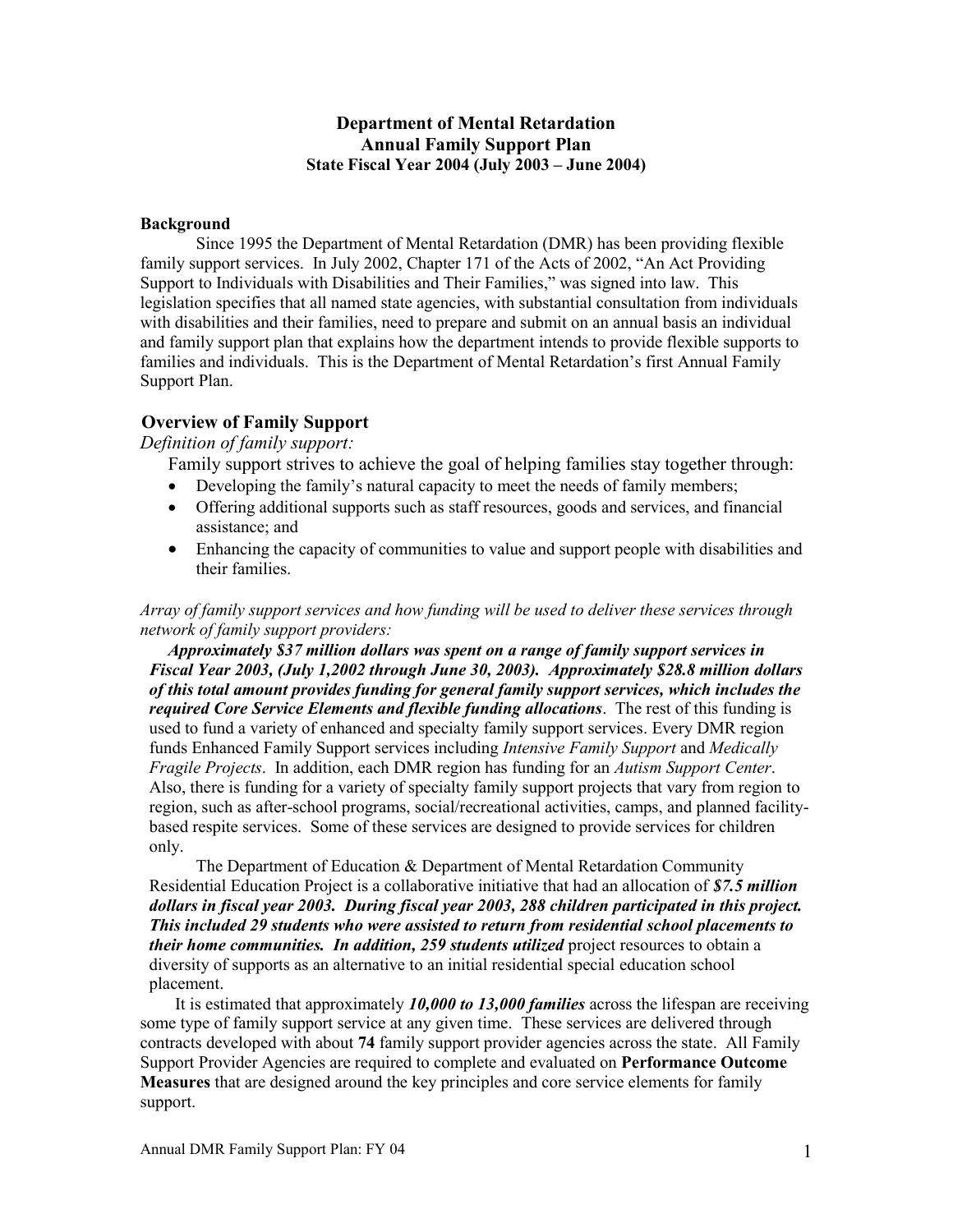# Department of Mental Retardation
# Annual Family Support Plan
## State Fiscal Year 2004 (July 2003 – June 2004)

**Background**

Since 1995 the Department of Mental Retardation (DMR) has been providing flexible family support services. In July 2002, Chapter 171 of the Acts of 2002, "An Act Providing Support to Individuals with Disabilities and Their Families," was signed into law. This legislation specifies that all named state agencies, with substantial consultation from individuals with disabilities and their families, need to prepare and submit on an annual basis an individual and family support plan that explains how the department intends to provide flexible supports to families and individuals. This is the Department of Mental Retardation's first Annual Family Support Plan.

## Overview of Family Support

*Definition of family support:*

Family support strives to achieve the goal of helping families stay together through:

- Developing the family's natural capacity to meet the needs of family members;
- Offering additional supports such as staff resources, goods and services, and financial assistance; and
- Enhancing the capacity of communities to value and support people with disabilities and their families.

*Array of family support services and how funding will be used to deliver these services through network of family support providers:*

***Approximately $37 million dollars was spent on a range of family support services in Fiscal Year 2003, (July 1,2002 through June 30, 2003). Approximately $28.8 million dollars of this total amount provides funding for general family support services, which includes the required Core Service Elements and flexible funding allocations***. The rest of this funding is used to fund a variety of enhanced and specialty family support services. Every DMR region funds Enhanced Family Support services including *Intensive Family Support* and *Medically Fragile Projects*. In addition, each DMR region has funding for an *Autism Support Center*. Also, there is funding for a variety of specialty family support projects that vary from region to region, such as after-school programs, social/recreational activities, camps, and planned facility-based respite services. Some of these services are designed to provide services for children only.

The Department of Education & Department of Mental Retardation Community Residential Education Project is a collaborative initiative that had an allocation of ***$7.5 million dollars in fiscal year 2003. During fiscal year 2003, 288 children participated in this project. This included 29 students who were assisted to return from residential school placements to their home communities. In addition, 259 students utilized*** project resources to obtain a diversity of supports as an alternative to an initial residential special education school placement.

It is estimated that approximately ***10,000 to 13,000 families*** across the lifespan are receiving some type of family support service at any given time. These services are delivered through contracts developed with about **74** family support provider agencies across the state. All Family Support Provider Agencies are required to complete and evaluated on **Performance Outcome Measures** that are designed around the key principles and core service elements for family support.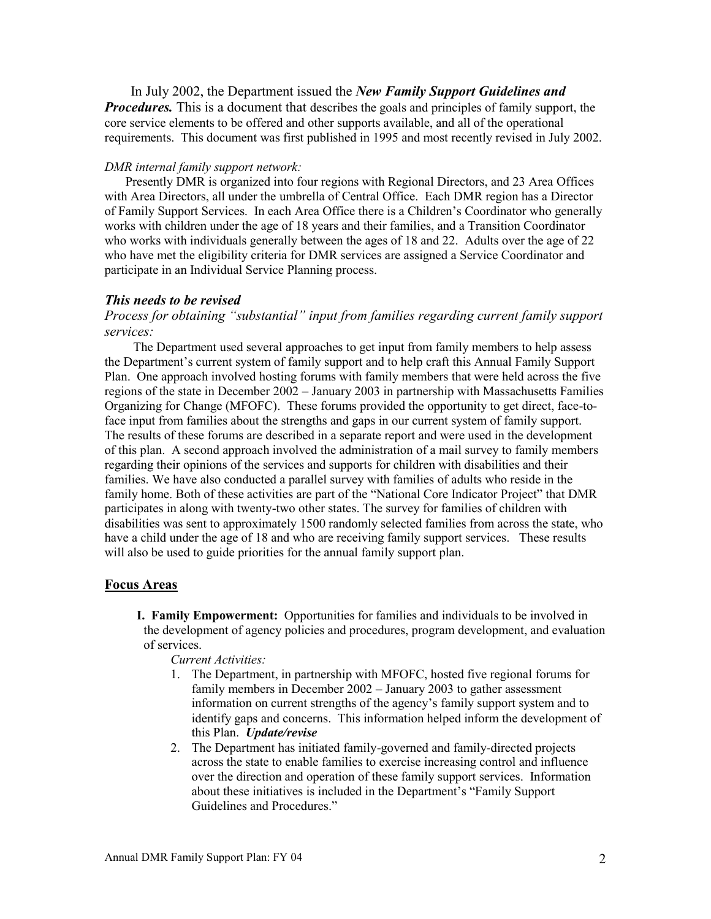In July 2002, the Department issued the ***New Family Support Guidelines and Procedures.*** This is a document that describes the goals and principles of family support, the core service elements to be offered and other supports available, and all of the operational requirements. This document was first published in 1995 and most recently revised in July 2002.

*DMR internal family support network:*

Presently DMR is organized into four regions with Regional Directors, and 23 Area Offices with Area Directors, all under the umbrella of Central Office. Each DMR region has a Director of Family Support Services. In each Area Office there is a Children's Coordinator who generally works with children under the age of 18 years and their families, and a Transition Coordinator who works with individuals generally between the ages of 18 and 22. Adults over the age of 22 who have met the eligibility criteria for DMR services are assigned a Service Coordinator and participate in an Individual Service Planning process.

***This needs to be revised***

*Process for obtaining "substantial" input from families regarding current family support services:*

The Department used several approaches to get input from family members to help assess the Department's current system of family support and to help craft this Annual Family Support Plan. One approach involved hosting forums with family members that were held across the five regions of the state in December 2002 – January 2003 in partnership with Massachusetts Families Organizing for Change (MFOFC). These forums provided the opportunity to get direct, face-to-face input from families about the strengths and gaps in our current system of family support. The results of these forums are described in a separate report and were used in the development of this plan. A second approach involved the administration of a mail survey to family members regarding their opinions of the services and supports for children with disabilities and their families. We have also conducted a parallel survey with families of adults who reside in the family home. Both of these activities are part of the "National Core Indicator Project" that DMR participates in along with twenty-two other states. The survey for families of children with disabilities was sent to approximately 1500 randomly selected families from across the state, who have a child under the age of 18 and who are receiving family support services. These results will also be used to guide priorities for the annual family support plan.

## Focus Areas

**I. Family Empowerment:** Opportunities for families and individuals to be involved in the development of agency policies and procedures, program development, and evaluation of services.

*Current Activities:*

1. The Department, in partnership with MFOFC, hosted five regional forums for family members in December 2002 – January 2003 to gather assessment information on current strengths of the agency's family support system and to identify gaps and concerns. This information helped inform the development of this Plan. ***Update/revise***
2. The Department has initiated family-governed and family-directed projects across the state to enable families to exercise increasing control and influence over the direction and operation of these family support services. Information about these initiatives is included in the Department's "Family Support Guidelines and Procedures."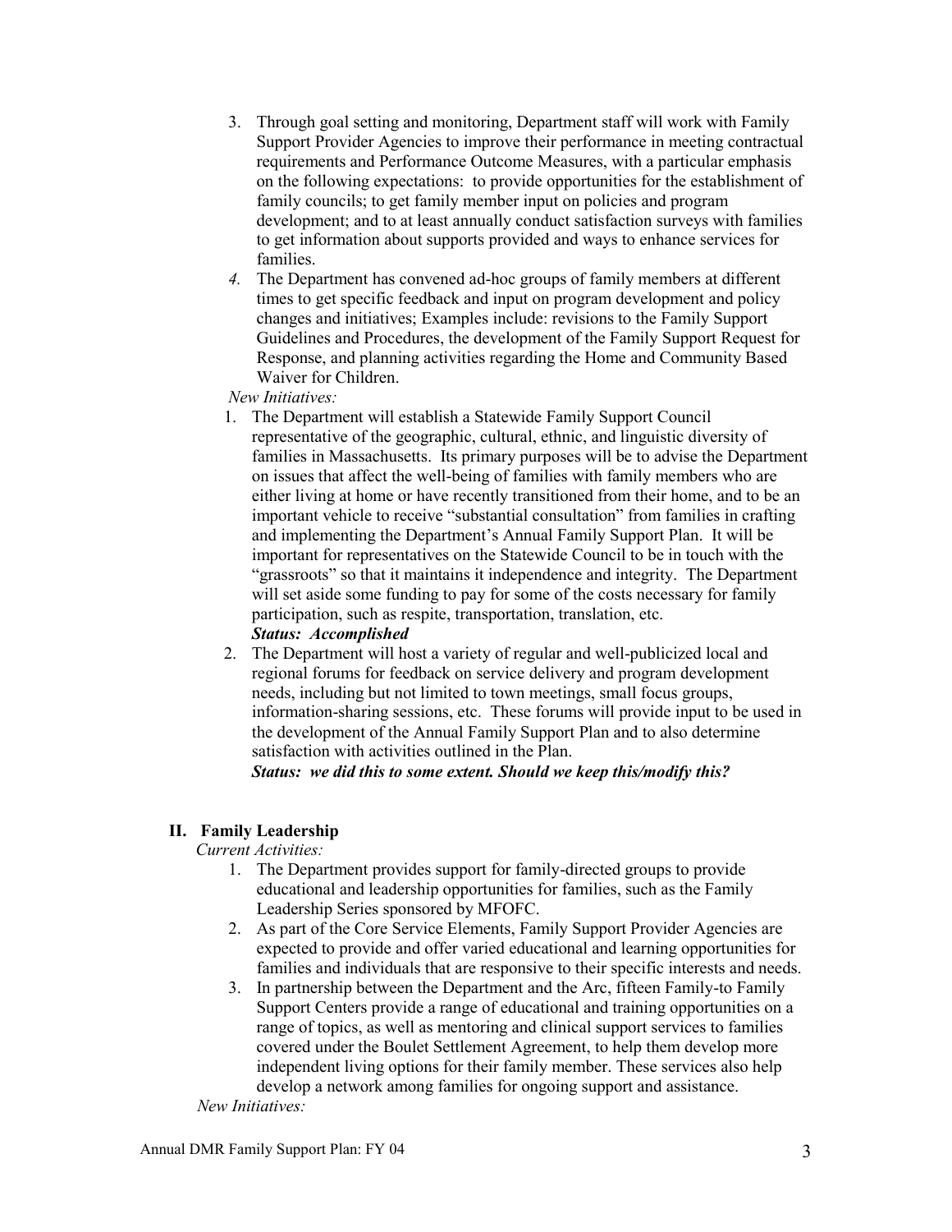3. Through goal setting and monitoring, Department staff will work with Family Support Provider Agencies to improve their performance in meeting contractual requirements and Performance Outcome Measures, with a particular emphasis on the following expectations: to provide opportunities for the establishment of family councils; to get family member input on policies and program development; and to at least annually conduct satisfaction surveys with families to get information about supports provided and ways to enhance services for families.
4. The Department has convened ad-hoc groups of family members at different times to get specific feedback and input on program development and policy changes and initiatives; Examples include: revisions to the Family Support Guidelines and Procedures, the development of the Family Support Request for Response, and planning activities regarding the Home and Community Based Waiver for Children.

*New Initiatives:*

1. The Department will establish a Statewide Family Support Council representative of the geographic, cultural, ethnic, and linguistic diversity of families in Massachusetts. Its primary purposes will be to advise the Department on issues that affect the well-being of families with family members who are either living at home or have recently transitioned from their home, and to be an important vehicle to receive "substantial consultation" from families in crafting and implementing the Department's Annual Family Support Plan. It will be important for representatives on the Statewide Council to be in touch with the "grassroots" so that it maintains it independence and integrity. The Department will set aside some funding to pay for some of the costs necessary for family participation, such as respite, transportation, translation, etc.
   ***Status: Accomplished***
2. The Department will host a variety of regular and well-publicized local and regional forums for feedback on service delivery and program development needs, including but not limited to town meetings, small focus groups, information-sharing sessions, etc. These forums will provide input to be used in the development of the Annual Family Support Plan and to also determine satisfaction with activities outlined in the Plan.
   ***Status: we did this to some extent. Should we keep this/modify this?***

## II. Family Leadership

*Current Activities:*

1. The Department provides support for family-directed groups to provide educational and leadership opportunities for families, such as the Family Leadership Series sponsored by MFOFC.
2. As part of the Core Service Elements, Family Support Provider Agencies are expected to provide and offer varied educational and learning opportunities for families and individuals that are responsive to their specific interests and needs.
3. In partnership between the Department and the Arc, fifteen Family-to Family Support Centers provide a range of educational and training opportunities on a range of topics, as well as mentoring and clinical support services to families covered under the Boulet Settlement Agreement, to help them develop more independent living options for their family member. These services also help develop a network among families for ongoing support and assistance.

*New Initiatives:*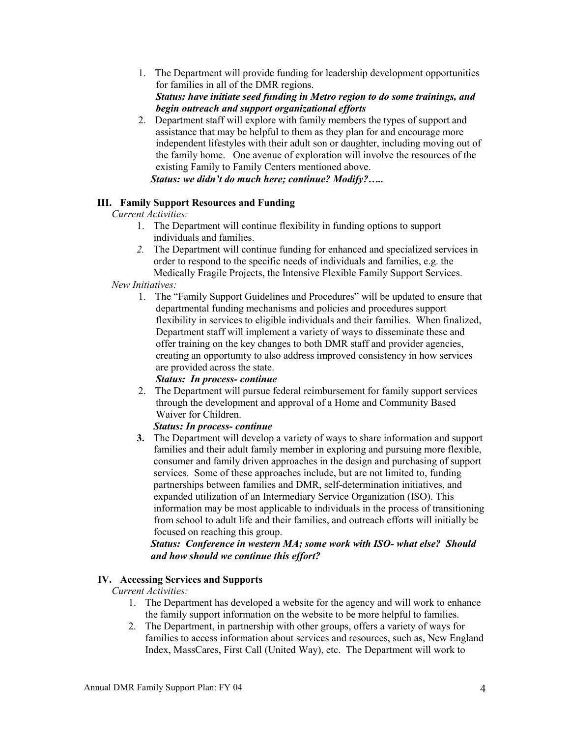1. The Department will provide funding for leadership development opportunities for families in all of the DMR regions.
   ***Status: have initiate seed funding in Metro region to do some trainings, and begin outreach and support organizational efforts***
2. Department staff will explore with family members the types of support and assistance that may be helpful to them as they plan for and encourage more independent lifestyles with their adult son or daughter, including moving out of the family home. One avenue of exploration will involve the resources of the existing Family to Family Centers mentioned above.
   ***Status: we didn't do much here; continue? Modify?…..***

## III. Family Support Resources and Funding

*Current Activities:*

1. The Department will continue flexibility in funding options to support individuals and families.
2. The Department will continue funding for enhanced and specialized services in order to respond to the specific needs of individuals and families, e.g. the Medically Fragile Projects, the Intensive Flexible Family Support Services.

*New Initiatives:*

1. The "Family Support Guidelines and Procedures" will be updated to ensure that departmental funding mechanisms and policies and procedures support flexibility in services to eligible individuals and their families. When finalized, Department staff will implement a variety of ways to disseminate these and offer training on the key changes to both DMR staff and provider agencies, creating an opportunity to also address improved consistency in how services are provided across the state.
   ***Status: In process- continue***
2. The Department will pursue federal reimbursement for family support services through the development and approval of a Home and Community Based Waiver for Children.
   ***Status: In process- continue***
3. The Department will develop a variety of ways to share information and support families and their adult family member in exploring and pursuing more flexible, consumer and family driven approaches in the design and purchasing of support services. Some of these approaches include, but are not limited to, funding partnerships between families and DMR, self-determination initiatives, and expanded utilization of an Intermediary Service Organization (ISO). This information may be most applicable to individuals in the process of transitioning from school to adult life and their families, and outreach efforts will initially be focused on reaching this group.
   ***Status: Conference in western MA; some work with ISO- what else? Should and how should we continue this effort?***

## IV. Accessing Services and Supports

*Current Activities:*

1. The Department has developed a website for the agency and will work to enhance the family support information on the website to be more helpful to families.
2. The Department, in partnership with other groups, offers a variety of ways for families to access information about services and resources, such as, New England Index, MassCares, First Call (United Way), etc. The Department will work to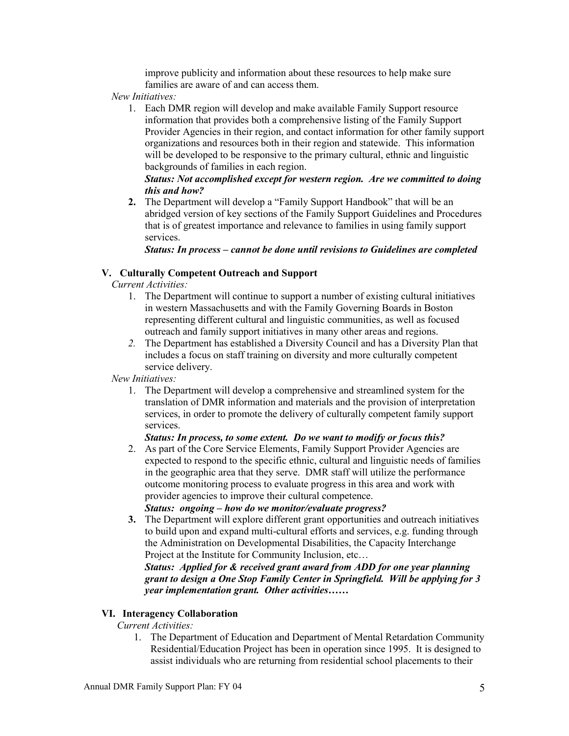improve publicity and information about these resources to help make sure families are aware of and can access them.

*New Initiatives:*

1. Each DMR region will develop and make available Family Support resource information that provides both a comprehensive listing of the Family Support Provider Agencies in their region, and contact information for other family support organizations and resources both in their region and statewide. This information will be developed to be responsive to the primary cultural, ethnic and linguistic backgrounds of families in each region.
   ***Status: Not accomplished except for western region. Are we committed to doing this and how?***
2. The Department will develop a "Family Support Handbook" that will be an abridged version of key sections of the Family Support Guidelines and Procedures that is of greatest importance and relevance to families in using family support services.
   ***Status: In process – cannot be done until revisions to Guidelines are completed***

## V. Culturally Competent Outreach and Support

*Current Activities:*

1. The Department will continue to support a number of existing cultural initiatives in western Massachusetts and with the Family Governing Boards in Boston representing different cultural and linguistic communities, as well as focused outreach and family support initiatives in many other areas and regions.
2. The Department has established a Diversity Council and has a Diversity Plan that includes a focus on staff training on diversity and more culturally competent service delivery.

*New Initiatives:*

1. The Department will develop a comprehensive and streamlined system for the translation of DMR information and materials and the provision of interpretation services, in order to promote the delivery of culturally competent family support services.
   ***Status: In process, to some extent. Do we want to modify or focus this?***
2. As part of the Core Service Elements, Family Support Provider Agencies are expected to respond to the specific ethnic, cultural and linguistic needs of families in the geographic area that they serve. DMR staff will utilize the performance outcome monitoring process to evaluate progress in this area and work with provider agencies to improve their cultural competence.
   ***Status: ongoing – how do we monitor/evaluate progress?***
3. The Department will explore different grant opportunities and outreach initiatives to build upon and expand multi-cultural efforts and services, e.g. funding through the Administration on Developmental Disabilities, the Capacity Interchange Project at the Institute for Community Inclusion, etc…
   ***Status: Applied for & received grant award from ADD for one year planning grant to design a One Stop Family Center in Springfield. Will be applying for 3 year implementation grant. Other activities……***

## VI. Interagency Collaboration

*Current Activities:*

1. The Department of Education and Department of Mental Retardation Community Residential/Education Project has been in operation since 1995. It is designed to assist individuals who are returning from residential school placements to their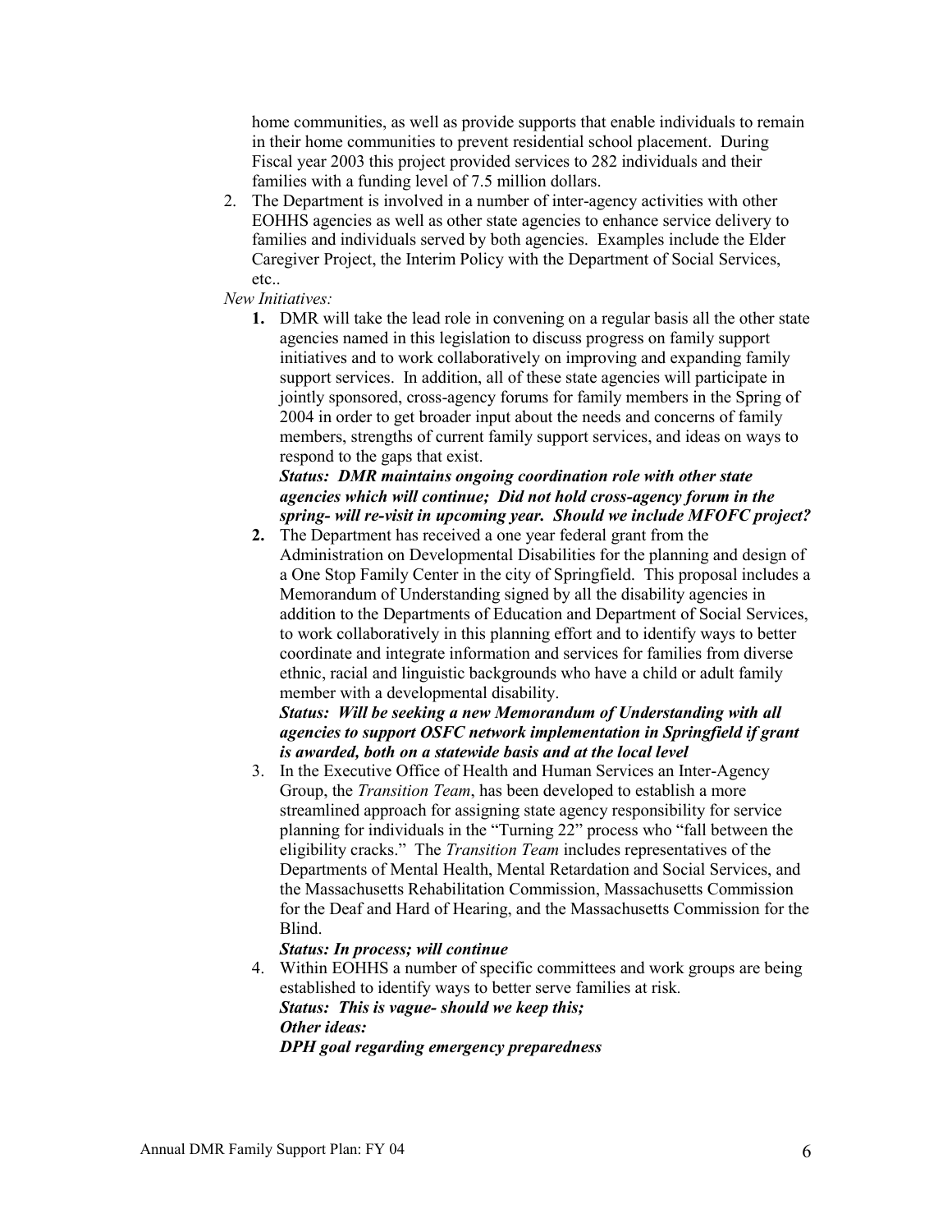home communities, as well as provide supports that enable individuals to remain in their home communities to prevent residential school placement. During Fiscal year 2003 this project provided services to 282 individuals and their families with a funding level of 7.5 million dollars.

2. The Department is involved in a number of inter-agency activities with other EOHHS agencies as well as other state agencies to enhance service delivery to families and individuals served by both agencies. Examples include the Elder Caregiver Project, the Interim Policy with the Department of Social Services, etc..

*New Initiatives:*

1. DMR will take the lead role in convening on a regular basis all the other state agencies named in this legislation to discuss progress on family support initiatives and to work collaboratively on improving and expanding family support services. In addition, all of these state agencies will participate in jointly sponsored, cross-agency forums for family members in the Spring of 2004 in order to get broader input about the needs and concerns of family members, strengths of current family support services, and ideas on ways to respond to the gaps that exist.

   ***Status: DMR maintains ongoing coordination role with other state agencies which will continue; Did not hold cross-agency forum in the spring- will re-visit in upcoming year. Should we include MFOFC project?***

2. The Department has received a one year federal grant from the Administration on Developmental Disabilities for the planning and design of a One Stop Family Center in the city of Springfield. This proposal includes a Memorandum of Understanding signed by all the disability agencies in addition to the Departments of Education and Department of Social Services, to work collaboratively in this planning effort and to identify ways to better coordinate and integrate information and services for families from diverse ethnic, racial and linguistic backgrounds who have a child or adult family member with a developmental disability.

   ***Status: Will be seeking a new Memorandum of Understanding with all agencies to support OSFC network implementation in Springfield if grant is awarded, both on a statewide basis and at the local level***

3. In the Executive Office of Health and Human Services an Inter-Agency Group, the *Transition Team*, has been developed to establish a more streamlined approach for assigning state agency responsibility for service planning for individuals in the "Turning 22" process who "fall between the eligibility cracks." The *Transition Team* includes representatives of the Departments of Mental Health, Mental Retardation and Social Services, and the Massachusetts Rehabilitation Commission, Massachusetts Commission for the Deaf and Hard of Hearing, and the Massachusetts Commission for the Blind.

   ***Status: In process; will continue***

4. Within EOHHS a number of specific committees and work groups are being established to identify ways to better serve families at risk.

   ***Status: This is vague- should we keep this;***
   ***Other ideas:***
   ***DPH goal regarding emergency preparedness***